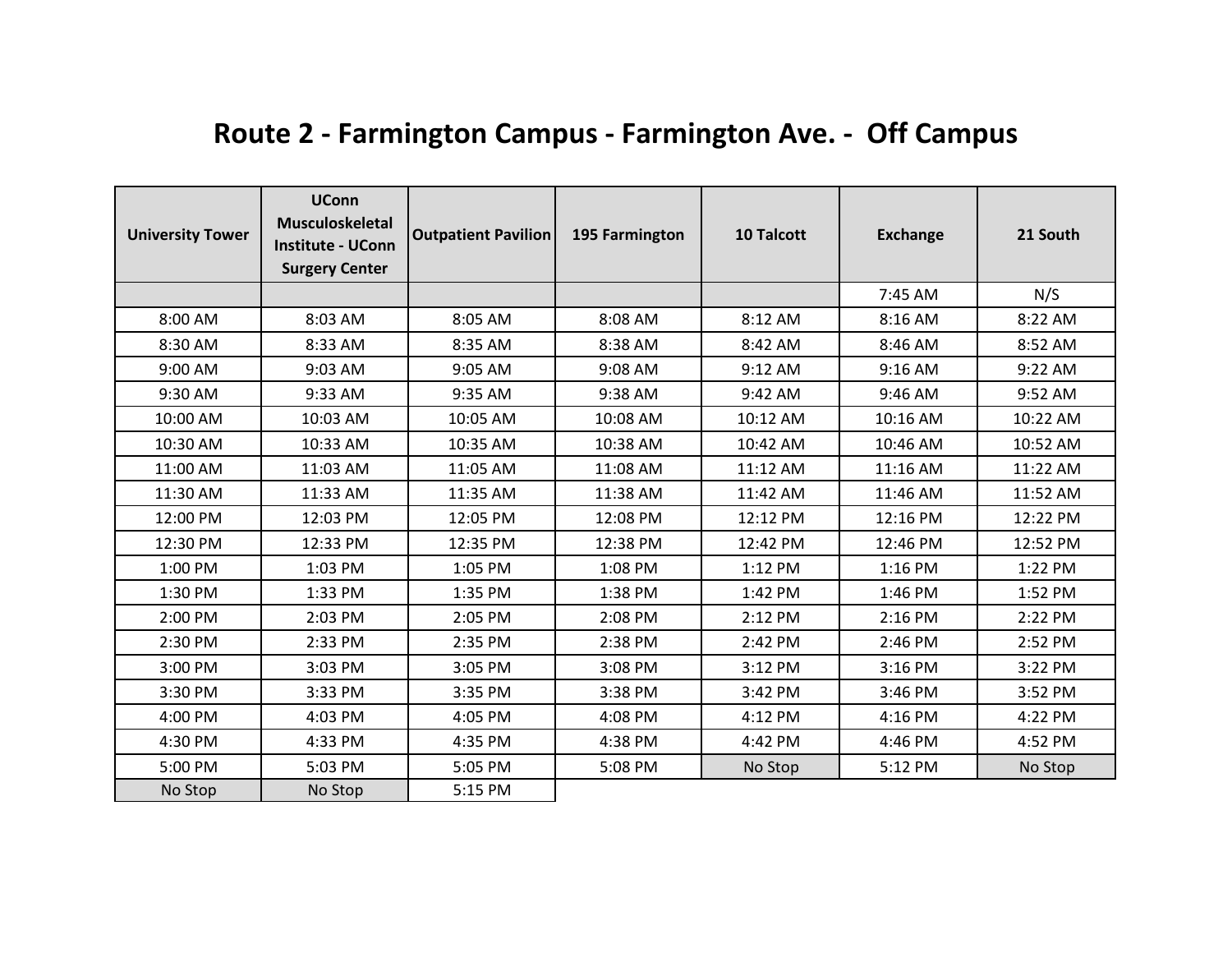# Route 2 - Farmington Campus - Farmington Ave. - Off Campus

| University Tower | UConn Musculoskeletal Institute - UConn Surgery Center | Outpatient Pavilion | 195 Farmington | 10 Talcott | Exchange | 21 South |
|---|---|---|---|---|---|---|
| | | | | | 7:45 AM | N/S |
| 8:00 AM | 8:03 AM | 8:05 AM | 8:08 AM | 8:12 AM | 8:16 AM | 8:22 AM |
| 8:30 AM | 8:33 AM | 8:35 AM | 8:38 AM | 8:42 AM | 8:46 AM | 8:52 AM |
| 9:00 AM | 9:03 AM | 9:05 AM | 9:08 AM | 9:12 AM | 9:16 AM | 9:22 AM |
| 9:30 AM | 9:33 AM | 9:35 AM | 9:38 AM | 9:42 AM | 9:46 AM | 9:52 AM |
| 10:00 AM | 10:03 AM | 10:05 AM | 10:08 AM | 10:12 AM | 10:16 AM | 10:22 AM |
| 10:30 AM | 10:33 AM | 10:35 AM | 10:38 AM | 10:42 AM | 10:46 AM | 10:52 AM |
| 11:00 AM | 11:03 AM | 11:05 AM | 11:08 AM | 11:12 AM | 11:16 AM | 11:22 AM |
| 11:30 AM | 11:33 AM | 11:35 AM | 11:38 AM | 11:42 AM | 11:46 AM | 11:52 AM |
| 12:00 PM | 12:03 PM | 12:05 PM | 12:08 PM | 12:12 PM | 12:16 PM | 12:22 PM |
| 12:30 PM | 12:33 PM | 12:35 PM | 12:38 PM | 12:42 PM | 12:46 PM | 12:52 PM |
| 1:00 PM | 1:03 PM | 1:05 PM | 1:08 PM | 1:12 PM | 1:16 PM | 1:22 PM |
| 1:30 PM | 1:33 PM | 1:35 PM | 1:38 PM | 1:42 PM | 1:46 PM | 1:52 PM |
| 2:00 PM | 2:03 PM | 2:05 PM | 2:08 PM | 2:12 PM | 2:16 PM | 2:22 PM |
| 2:30 PM | 2:33 PM | 2:35 PM | 2:38 PM | 2:42 PM | 2:46 PM | 2:52 PM |
| 3:00 PM | 3:03 PM | 3:05 PM | 3:08 PM | 3:12 PM | 3:16 PM | 3:22 PM |
| 3:30 PM | 3:33 PM | 3:35 PM | 3:38 PM | 3:42 PM | 3:46 PM | 3:52 PM |
| 4:00 PM | 4:03 PM | 4:05 PM | 4:08 PM | 4:12 PM | 4:16 PM | 4:22 PM |
| 4:30 PM | 4:33 PM | 4:35 PM | 4:38 PM | 4:42 PM | 4:46 PM | 4:52 PM |
| 5:00 PM | 5:03 PM | 5:05 PM | 5:08 PM | No Stop | 5:12 PM | No Stop |
| No Stop | No Stop | 5:15 PM | | | | |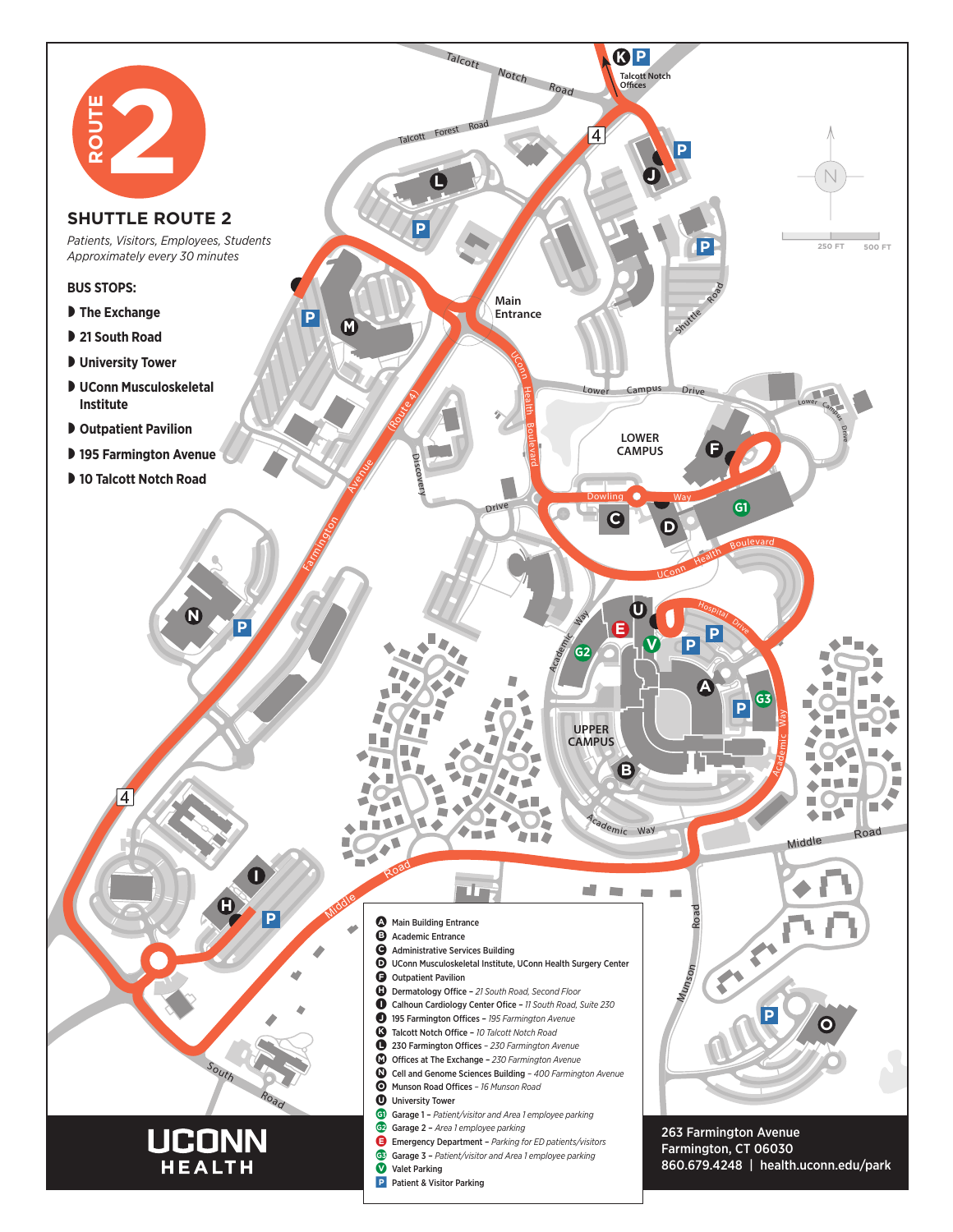# ROUTE 2

## SHUTTLE ROUTE 2

*Patients, Visitors, Employees, Students*
*Approximately every 30 minutes*

**BUS STOPS:**

- **The Exchange**
- **21 South Road**
- **University Tower**
- **UConn Musculoskeletal Institute**
- **Outpatient Pavilion**
- **195 Farmington Avenue**
- **10 Talcott Notch Road**

- A Main Building Entrance
- B Academic Entrance
- C Administrative Services Building
- D UConn Musculoskeletal Institute, UConn Health Surgery Center
- F Outpatient Pavilion
- H Dermatology Office – *21 South Road, Second Floor*
- I Calhoun Cardiology Center Office – *11 South Road, Suite 230*
- J 195 Farmington Offices – *195 Farmington Avenue*
- K Talcott Notch Office – *10 Talcott Notch Road*
- L 230 Farmington Offices – *230 Farmington Avenue*
- M Offices at The Exchange – *230 Farmington Avenue*
- N Cell and Genome Sciences Building – *400 Farmington Avenue*
- O Munson Road Offices – *16 Munson Road*
- U University Tower
- G1 Garage 1 – *Patient/visitor and Area 1 employee parking*
- G2 Garage 2 – *Area 1 employee parking*
- E Emergency Department – *Parking for ED patients/visitors*
- G3 Garage 3 – *Patient/visitor and Area 1 employee parking*
- V Valet Parking
- P Patient & Visitor Parking

**UCONN HEALTH**

263 Farmington Avenue
Farmington, CT 06030
860.679.4248 | health.uconn.edu/park